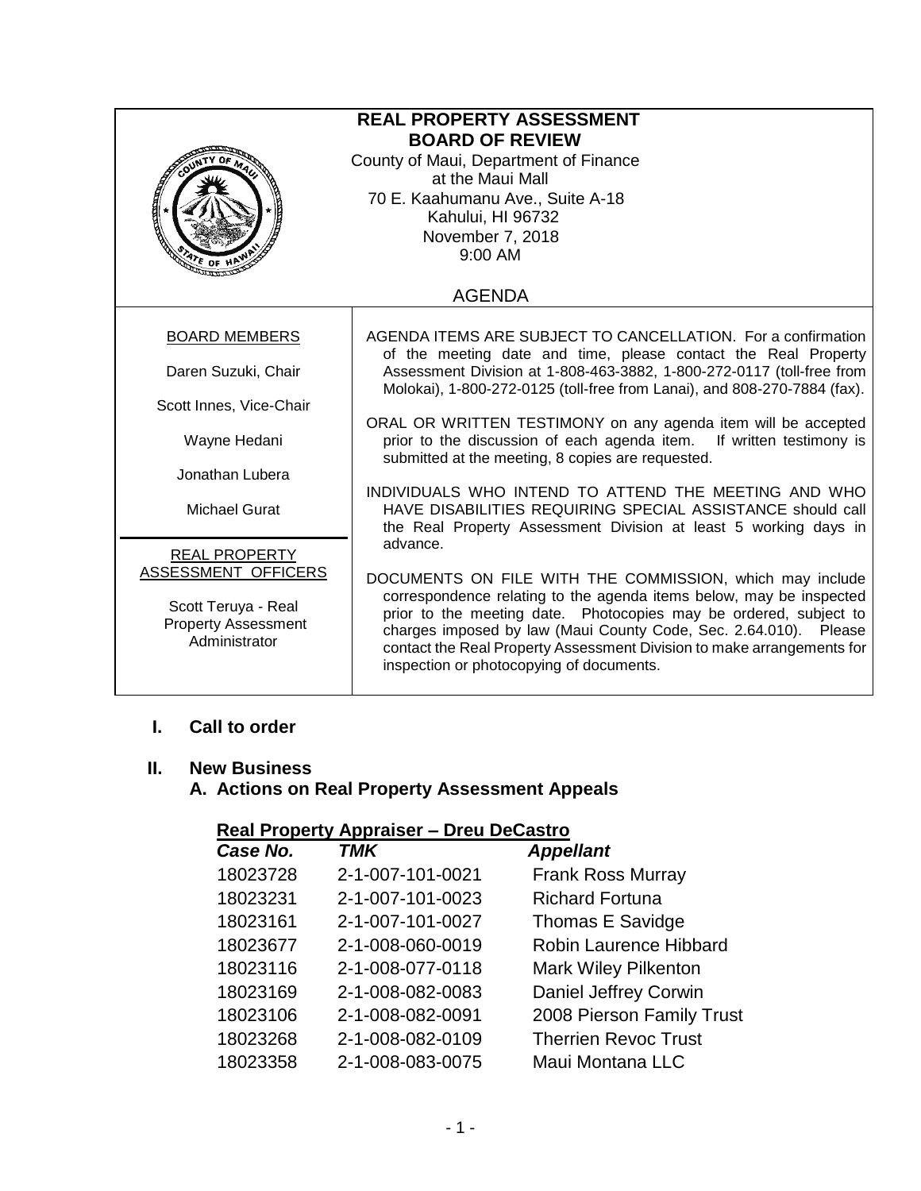# REAL PROPERTY ASSESSMENT BOARD OF REVIEW

County of Maui, Department of Finance
at the Maui Mall
70 E. Kaahumanu Ave., Suite A-18
Kahului, HI 96732
November 7, 2018
9:00 AM

## AGENDA

| BOARD MEMBERS | |
|---|---|
| Daren Suzuki, Chair<br>Scott Innes, Vice-Chair<br>Wayne Hedani<br>Jonathan Lubera<br>Michael Gurat | AGENDA ITEMS ARE SUBJECT TO CANCELLATION. For a confirmation of the meeting date and time, please contact the Real Property Assessment Division at 1-808-463-3882, 1-800-272-0117 (toll-free from Molokai), 1-800-272-0125 (toll-free from Lanai), and 808-270-7884 (fax).<br><br>ORAL OR WRITTEN TESTIMONY on any agenda item will be accepted prior to the discussion of each agenda item. If written testimony is submitted at the meeting, 8 copies are requested.<br><br>INDIVIDUALS WHO INTEND TO ATTEND THE MEETING AND WHO HAVE DISABILITIES REQUIRING SPECIAL ASSISTANCE should call the Real Property Assessment Division at least 5 working days in advance. |
| **REAL PROPERTY ASSESSMENT OFFICERS**<br><br>Scott Teruya - Real Property Assessment Administrator | DOCUMENTS ON FILE WITH THE COMMISSION, which may include correspondence relating to the agenda items below, may be inspected prior to the meeting date. Photocopies may be ordered, subject to charges imposed by law (Maui County Code, Sec. 2.64.010). Please contact the Real Property Assessment Division to make arrangements for inspection or photocopying of documents. |

**I. Call to order**

**II. New Business**

**A. Actions on Real Property Assessment Appeals**

**Real Property Appraiser – Dreu DeCastro**

| *Case No.* | *TMK* | *Appellant* |
|---|---|---|
| 18023728 | 2-1-007-101-0021 | Frank Ross Murray |
| 18023231 | 2-1-007-101-0023 | Richard Fortuna |
| 18023161 | 2-1-007-101-0027 | Thomas E Savidge |
| 18023677 | 2-1-008-060-0019 | Robin Laurence Hibbard |
| 18023116 | 2-1-008-077-0118 | Mark Wiley Pilkenton |
| 18023169 | 2-1-008-082-0083 | Daniel Jeffrey Corwin |
| 18023106 | 2-1-008-082-0091 | 2008 Pierson Family Trust |
| 18023268 | 2-1-008-082-0109 | Therrien Revoc Trust |
| 18023358 | 2-1-008-083-0075 | Maui Montana LLC |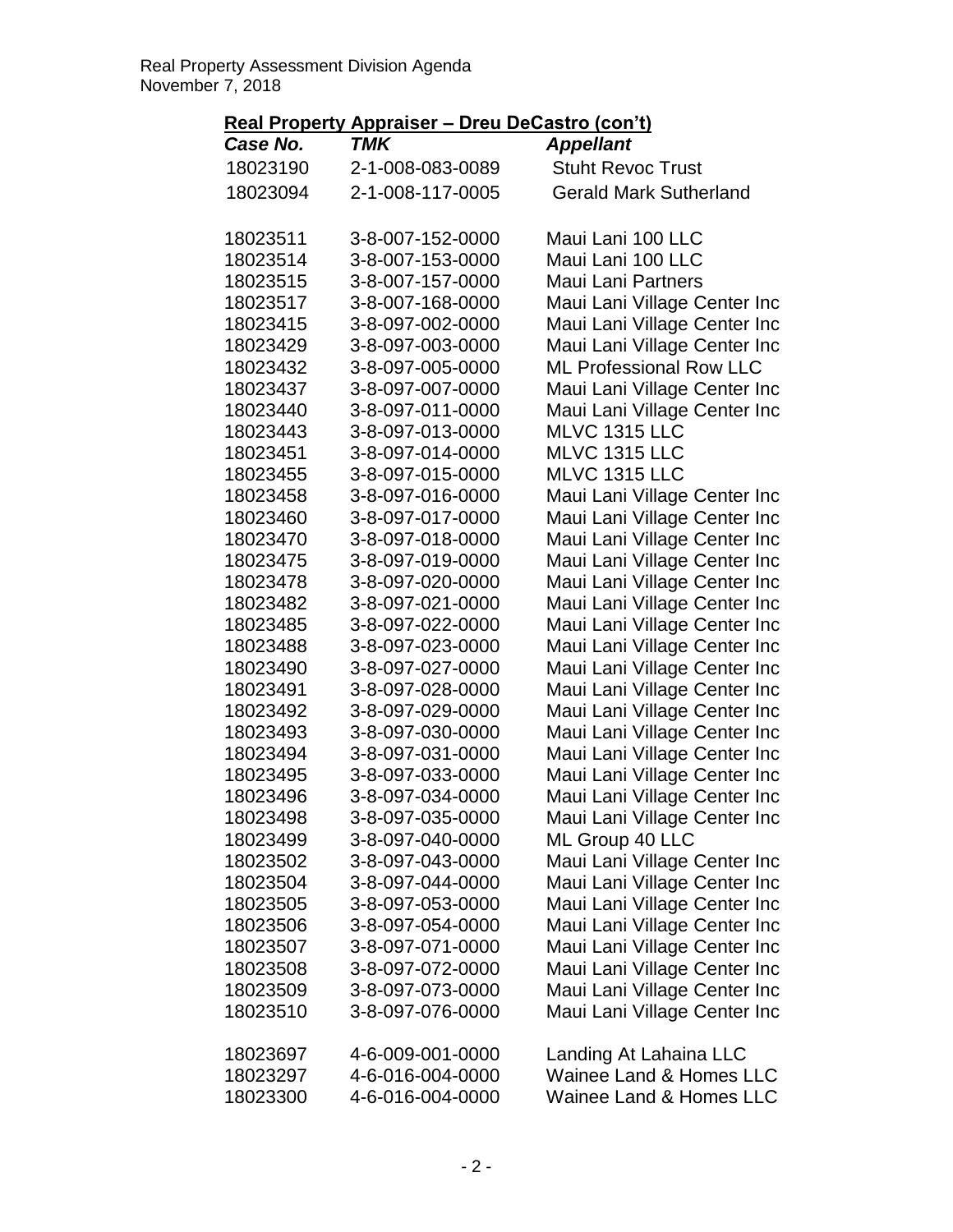**Real Property Appraiser – Dreu DeCastro (con't)**

| *Case No.* | *TMK* | *Appellant* |
|---|---|---|
| 18023190 | 2-1-008-083-0089 | Stuht Revoc Trust |
| 18023094 | 2-1-008-117-0005 | Gerald Mark Sutherland |
| | | |
| 18023511 | 3-8-007-152-0000 | Maui Lani 100 LLC |
| 18023514 | 3-8-007-153-0000 | Maui Lani 100 LLC |
| 18023515 | 3-8-007-157-0000 | Maui Lani Partners |
| 18023517 | 3-8-007-168-0000 | Maui Lani Village Center Inc |
| 18023415 | 3-8-097-002-0000 | Maui Lani Village Center Inc |
| 18023429 | 3-8-097-003-0000 | Maui Lani Village Center Inc |
| 18023432 | 3-8-097-005-0000 | ML Professional Row LLC |
| 18023437 | 3-8-097-007-0000 | Maui Lani Village Center Inc |
| 18023440 | 3-8-097-011-0000 | Maui Lani Village Center Inc |
| 18023443 | 3-8-097-013-0000 | MLVC 1315 LLC |
| 18023451 | 3-8-097-014-0000 | MLVC 1315 LLC |
| 18023455 | 3-8-097-015-0000 | MLVC 1315 LLC |
| 18023458 | 3-8-097-016-0000 | Maui Lani Village Center Inc |
| 18023460 | 3-8-097-017-0000 | Maui Lani Village Center Inc |
| 18023470 | 3-8-097-018-0000 | Maui Lani Village Center Inc |
| 18023475 | 3-8-097-019-0000 | Maui Lani Village Center Inc |
| 18023478 | 3-8-097-020-0000 | Maui Lani Village Center Inc |
| 18023482 | 3-8-097-021-0000 | Maui Lani Village Center Inc |
| 18023485 | 3-8-097-022-0000 | Maui Lani Village Center Inc |
| 18023488 | 3-8-097-023-0000 | Maui Lani Village Center Inc |
| 18023490 | 3-8-097-027-0000 | Maui Lani Village Center Inc |
| 18023491 | 3-8-097-028-0000 | Maui Lani Village Center Inc |
| 18023492 | 3-8-097-029-0000 | Maui Lani Village Center Inc |
| 18023493 | 3-8-097-030-0000 | Maui Lani Village Center Inc |
| 18023494 | 3-8-097-031-0000 | Maui Lani Village Center Inc |
| 18023495 | 3-8-097-033-0000 | Maui Lani Village Center Inc |
| 18023496 | 3-8-097-034-0000 | Maui Lani Village Center Inc |
| 18023498 | 3-8-097-035-0000 | Maui Lani Village Center Inc |
| 18023499 | 3-8-097-040-0000 | ML Group 40 LLC |
| 18023502 | 3-8-097-043-0000 | Maui Lani Village Center Inc |
| 18023504 | 3-8-097-044-0000 | Maui Lani Village Center Inc |
| 18023505 | 3-8-097-053-0000 | Maui Lani Village Center Inc |
| 18023506 | 3-8-097-054-0000 | Maui Lani Village Center Inc |
| 18023507 | 3-8-097-071-0000 | Maui Lani Village Center Inc |
| 18023508 | 3-8-097-072-0000 | Maui Lani Village Center Inc |
| 18023509 | 3-8-097-073-0000 | Maui Lani Village Center Inc |
| 18023510 | 3-8-097-076-0000 | Maui Lani Village Center Inc |
| | | |
| 18023697 | 4-6-009-001-0000 | Landing At Lahaina LLC |
| 18023297 | 4-6-016-004-0000 | Wainee Land & Homes LLC |
| 18023300 | 4-6-016-004-0000 | Wainee Land & Homes LLC |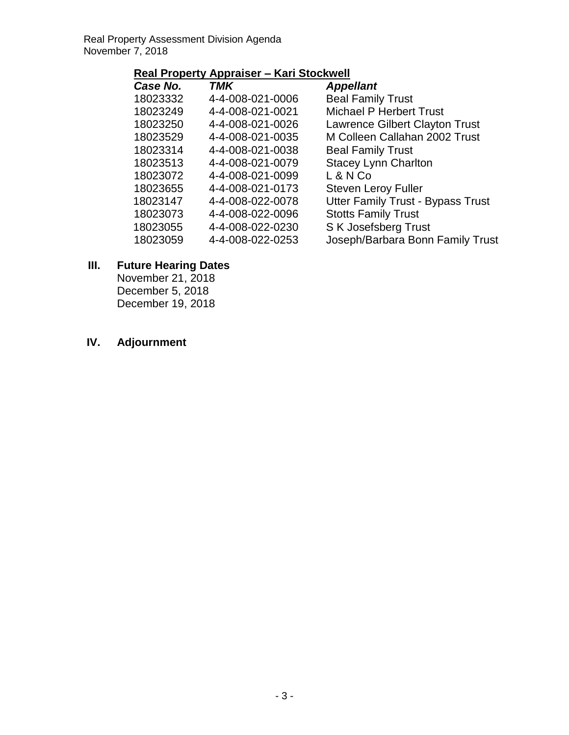**Real Property Appraiser – Kari Stockwell**

| ***Case No.*** | ***TMK*** | ***Appellant*** |
|---|---|---|
| 18023332 | 4-4-008-021-0006 | Beal Family Trust |
| 18023249 | 4-4-008-021-0021 | Michael P Herbert Trust |
| 18023250 | 4-4-008-021-0026 | Lawrence Gilbert Clayton Trust |
| 18023529 | 4-4-008-021-0035 | M Colleen Callahan 2002 Trust |
| 18023314 | 4-4-008-021-0038 | Beal Family Trust |
| 18023513 | 4-4-008-021-0079 | Stacey Lynn Charlton |
| 18023072 | 4-4-008-021-0099 | L & N Co |
| 18023655 | 4-4-008-021-0173 | Steven Leroy Fuller |
| 18023147 | 4-4-008-022-0078 | Utter Family Trust - Bypass Trust |
| 18023073 | 4-4-008-022-0096 | Stotts Family Trust |
| 18023055 | 4-4-008-022-0230 | S K Josefsberg Trust |
| 18023059 | 4-4-008-022-0253 | Joseph/Barbara Bonn Family Trust |

## III. Future Hearing Dates

November 21, 2018
December 5, 2018
December 19, 2018

## IV. Adjournment